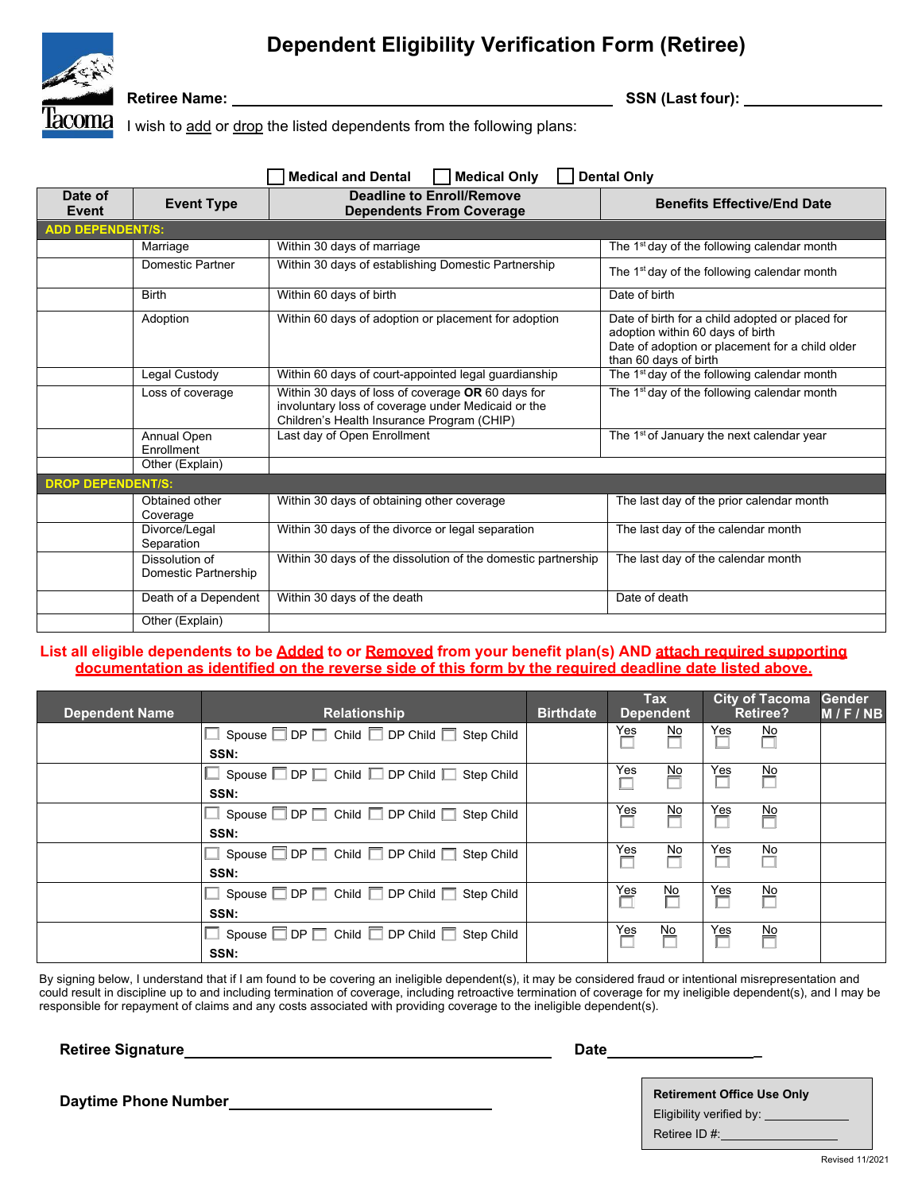# Dependent Eligibility Verification Form (Retiree)

**Retiree Name:** ________________________________ **SSN (Last four):** ____________

I wish to add or drop the listed dependents from the following plans:

☐ **Medical and Dental** ☐ **Medical Only** ☐ **Dental Only**

| Date of Event | Event Type | Deadline to Enroll/Remove Dependents From Coverage | Benefits Effective/End Date |
|---|---|---|---|
| **ADD DEPENDENT/S:** | | | |
| | Marriage | Within 30 days of marriage | The 1st day of the following calendar month |
| | Domestic Partner | Within 30 days of establishing Domestic Partnership | The 1st day of the following calendar month |
| | Birth | Within 60 days of birth | Date of birth |
| | Adoption | Within 60 days of adoption or placement for adoption | Date of birth for a child adopted or placed for adoption within 60 days of birth<br>Date of adoption or placement for a child older than 60 days of birth |
| | Legal Custody | Within 60 days of court-appointed legal guardianship | The 1st day of the following calendar month |
| | Loss of coverage | Within 30 days of loss of coverage **OR** 60 days for involuntary loss of coverage under Medicaid or the Children's Health Insurance Program (CHIP) | The 1st day of the following calendar month |
| | Annual Open Enrollment | Last day of Open Enrollment | The 1st of January the next calendar year |
| | Other (Explain) | | |
| **DROP DEPENDENT/S:** | | | |
| | Obtained other Coverage | Within 30 days of obtaining other coverage | The last day of the prior calendar month |
| | Divorce/Legal Separation | Within 30 days of the divorce or legal separation | The last day of the calendar month |
| | Dissolution of Domestic Partnership | Within 30 days of the dissolution of the domestic partnership | The last day of the calendar month |
| | Death of a Dependent | Within 30 days of the death | Date of death |
| | Other (Explain) | | |

**List all eligible dependents to be Added to or Removed from your benefit plan(s) AND attach required supporting documentation as identified on the reverse side of this form by the required deadline date listed above.**

| Dependent Name | Relationship | Birthdate | Tax Dependent | City of Tacoma Retiree? | Gender M / F / NB |
|---|---|---|---|---|---|
| | ☐ Spouse ☐ DP ☐ Child ☐ DP Child ☐ Step Child<br>**SSN:** | | Yes ☐ No ☐ | Yes ☐ No ☐ | |
| | ☐ Spouse ☐ DP ☐ Child ☐ DP Child ☐ Step Child<br>**SSN:** | | Yes ☐ No ☐ | Yes ☐ No ☐ | |
| | ☐ Spouse ☐ DP ☐ Child ☐ DP Child ☐ Step Child<br>**SSN:** | | Yes ☐ No ☐ | Yes ☐ No ☐ | |
| | ☐ Spouse ☐ DP ☐ Child ☐ DP Child ☐ Step Child<br>**SSN:** | | Yes ☐ No ☐ | Yes ☐ No ☐ | |
| | ☐ Spouse ☐ DP ☐ Child ☐ DP Child ☐ Step Child<br>**SSN:** | | Yes ☐ No ☐ | Yes ☐ No ☐ | |
| | ☐ Spouse ☐ DP ☐ Child ☐ DP Child ☐ Step Child<br>**SSN:** | | Yes ☐ No ☐ | Yes ☐ No ☐ | |

By signing below, I understand that if I am found to be covering an ineligible dependent(s), it may be considered fraud or intentional misrepresentation and could result in discipline up to and including termination of coverage, including retroactive termination of coverage for my ineligible dependent(s), and I may be responsible for repayment of claims and any costs associated with providing coverage to the ineligible dependent(s).

**Retiree Signature** ________________________________ **Date** ______________

**Daytime Phone Number** ________________________________

**Retirement Office Use Only**
Eligibility verified by: ____________
Retiree ID #: ____________

Revised 11/2021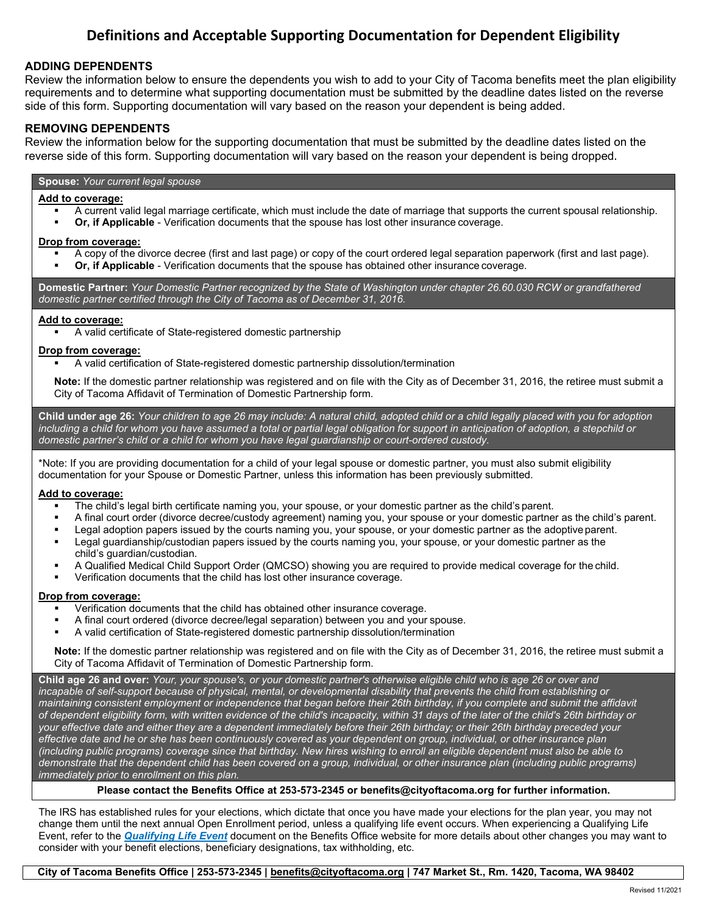# Definitions and Acceptable Supporting Documentation for Dependent Eligibility

**ADDING DEPENDENTS**

Review the information below to ensure the dependents you wish to add to your City of Tacoma benefits meet the plan eligibility requirements and to determine what supporting documentation must be submitted by the deadline dates listed on the reverse side of this form. Supporting documentation will vary based on the reason your dependent is being added.

**REMOVING DEPENDENTS**

Review the information below for the supporting documentation that must be submitted by the deadline dates listed on the reverse side of this form. Supporting documentation will vary based on the reason your dependent is being dropped.

**Spouse:** *Your current legal spouse*

**Add to coverage:**

- A current valid legal marriage certificate, which must include the date of marriage that supports the current spousal relationship.
- **Or, if Applicable** - Verification documents that the spouse has lost other insurance coverage.

**Drop from coverage:**

- A copy of the divorce decree (first and last page) or copy of the court ordered legal separation paperwork (first and last page).
- **Or, if Applicable** - Verification documents that the spouse has obtained other insurance coverage.

**Domestic Partner:** *Your Domestic Partner recognized by the State of Washington under chapter 26.60.030 RCW or grandfathered domestic partner certified through the City of Tacoma as of December 31, 2016.*

**Add to coverage:**

- A valid certificate of State-registered domestic partnership

**Drop from coverage:**

- A valid certification of State-registered domestic partnership dissolution/termination

**Note:** If the domestic partner relationship was registered and on file with the City as of December 31, 2016, the retiree must submit a City of Tacoma Affidavit of Termination of Domestic Partnership form.

**Child under age 26:** *Your children to age 26 may include: A natural child, adopted child or a child legally placed with you for adoption including a child for whom you have assumed a total or partial legal obligation for support in anticipation of adoption, a stepchild or domestic partner's child or a child for whom you have legal guardianship or court-ordered custody.*

*Note: If you are providing documentation for a child of your legal spouse or domestic partner, you must also submit eligibility documentation for your Spouse or Domestic Partner, unless this information has been previously submitted.

**Add to coverage:**

- The child's legal birth certificate naming you, your spouse, or your domestic partner as the child's parent.
- A final court order (divorce decree/custody agreement) naming you, your spouse or your domestic partner as the child's parent.
- Legal adoption papers issued by the courts naming you, your spouse, or your domestic partner as the adoptive parent.
- Legal guardianship/custodian papers issued by the courts naming you, your spouse, or your domestic partner as the child's guardian/custodian.
- A Qualified Medical Child Support Order (QMCSO) showing you are required to provide medical coverage for the child.
- Verification documents that the child has lost other insurance coverage.

**Drop from coverage:**

- Verification documents that the child has obtained other insurance coverage.
- A final court ordered (divorce decree/legal separation) between you and your spouse.
- A valid certification of State-registered domestic partnership dissolution/termination

**Note:** If the domestic partner relationship was registered and on file with the City as of December 31, 2016, the retiree must submit a City of Tacoma Affidavit of Termination of Domestic Partnership form.

**Child age 26 and over:** *Your, your spouse's, or your domestic partner's otherwise eligible child who is age 26 or over and incapable of self-support because of physical, mental, or developmental disability that prevents the child from establishing or maintaining consistent employment or independence that began before their 26th birthday, if you complete and submit the affidavit of dependent eligibility form, with written evidence of the child's incapacity, within 31 days of the later of the child's 26th birthday or your effective date and either they are a dependent immediately before their 26th birthday; or their 26th birthday preceded your effective date and he or she has been continuously covered as your dependent on group, individual, or other insurance plan (including public programs) coverage since that birthday. New hires wishing to enroll an eligible dependent must also be able to demonstrate that the dependent child has been covered on a group, individual, or other insurance plan (including public programs) immediately prior to enrollment on this plan.*

**Please contact the Benefits Office at 253-573-2345 or benefits@cityoftacoma.org for further information.**

The IRS has established rules for your elections, which dictate that once you have made your elections for the plan year, you may not change them until the next annual Open Enrollment period, unless a qualifying life event occurs. When experiencing a Qualifying Life Event, refer to the ***Qualifying Life Event*** document on the Benefits Office website for more details about other changes you may want to consider with your benefit elections, beneficiary designations, tax withholding, etc.

**City of Tacoma Benefits Office | 253-573-2345 | benefits@cityoftacoma.org | 747 Market St., Rm. 1420, Tacoma, WA 98402**

Revised 11/2021